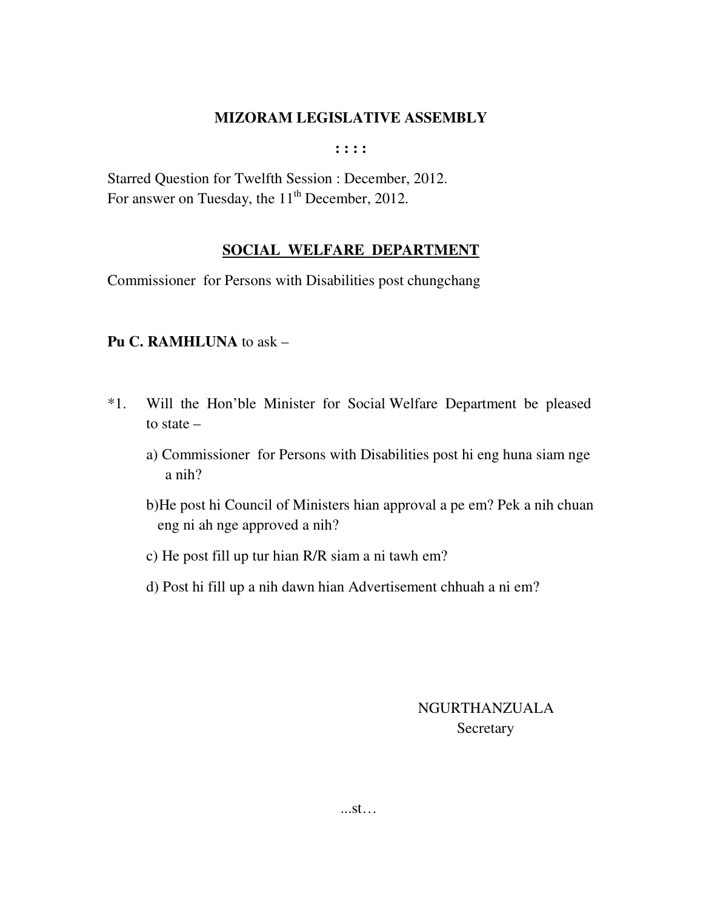# MIZORAM LEGISLATIVE ASSEMBLY

: : : :

Starred Question for Twelfth Session : December, 2012.
For answer on Tuesday, the 11th December, 2012.

## SOCIAL WELFARE DEPARTMENT

Commissioner for Persons with Disabilities post chungchang

**Pu C. RAMHLUNA** to ask –

*1. Will the Hon'ble Minister for Social Welfare Department be pleased to state –

a) Commissioner for Persons with Disabilities post hi eng huna siam nge a nih?

b)He post hi Council of Ministers hian approval a pe em? Pek a nih chuan eng ni ah nge approved a nih?

c) He post fill up tur hian R/R siam a ni tawh em?

d) Post hi fill up a nih dawn hian Advertisement chhuah a ni em?

NGURTHANZUALA
Secretary

...st…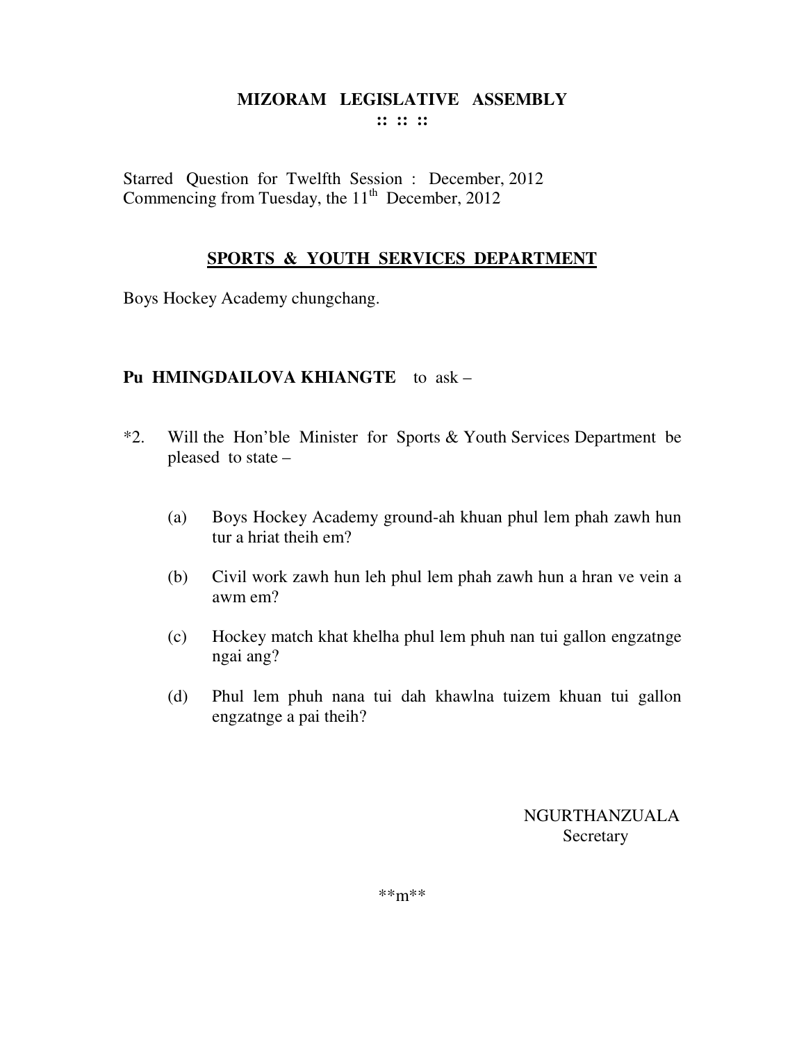# MIZORAM LEGISLATIVE ASSEMBLY

**:: :: ::**

Starred Question for Twelfth Session : December, 2012
Commencing from Tuesday, the 11th December, 2012

## SPORTS & YOUTH SERVICES DEPARTMENT

Boys Hockey Academy chungchang.

**Pu HMINGDAILOVA KHIANGTE** to ask –

*2. Will the Hon'ble Minister for Sports & Youth Services Department be pleased to state –

(a) Boys Hockey Academy ground-ah khuan phul lem phah zawh hun tur a hriat theih em?

(b) Civil work zawh hun leh phul lem phah zawh hun a hran ve vein a awm em?

(c) Hockey match khat khelha phul lem phuh nan tui gallon engzatnge ngai ang?

(d) Phul lem phuh nana tui dah khawlna tuizem khuan tui gallon engzatnge a pai theih?

NGURTHANZUALA
Secretary

**m**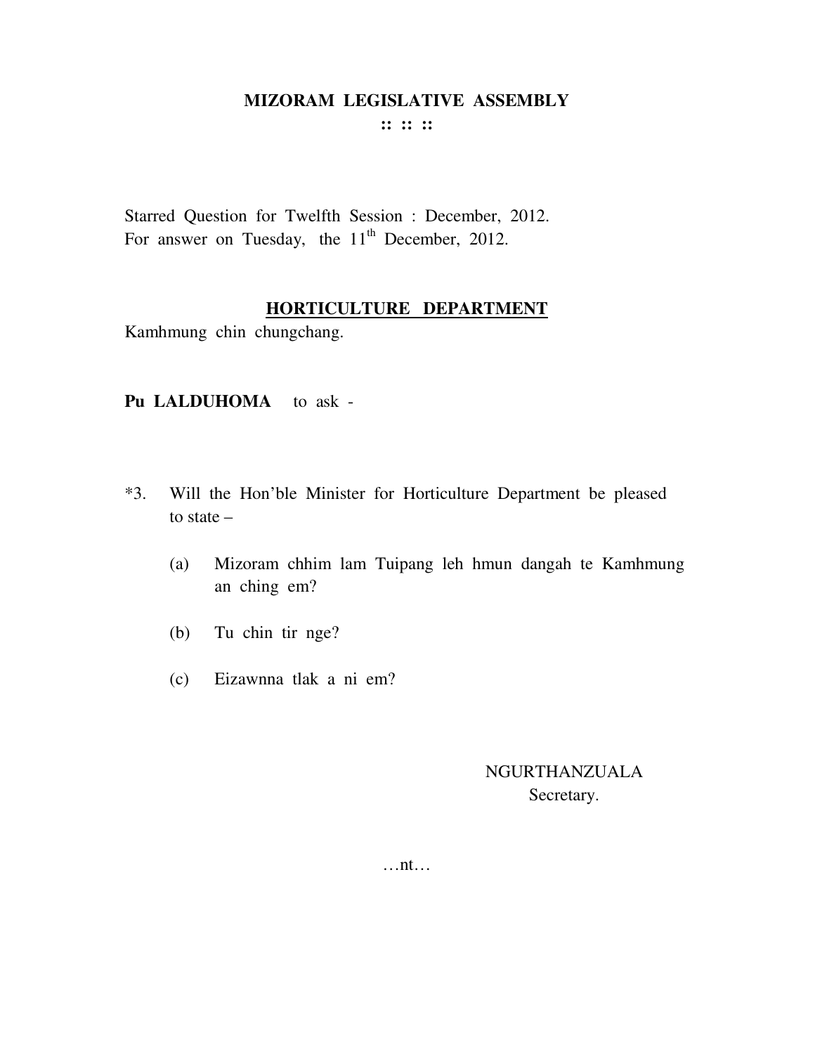# MIZORAM LEGISLATIVE ASSEMBLY

:: :: ::

Starred Question for Twelfth Session : December, 2012.
For answer on Tuesday, the 11th December, 2012.

## HORTICULTURE DEPARTMENT

Kamhmung chin chungchang.

**Pu LALDUHOMA** to ask -

*3. Will the Hon'ble Minister for Horticulture Department be pleased to state –

(a) Mizoram chhim lam Tuipang leh hmun dangah te Kamhmung an ching em?

(b) Tu chin tir nge?

(c) Eizawnna tlak a ni em?

NGURTHANZUALA
Secretary.

…nt…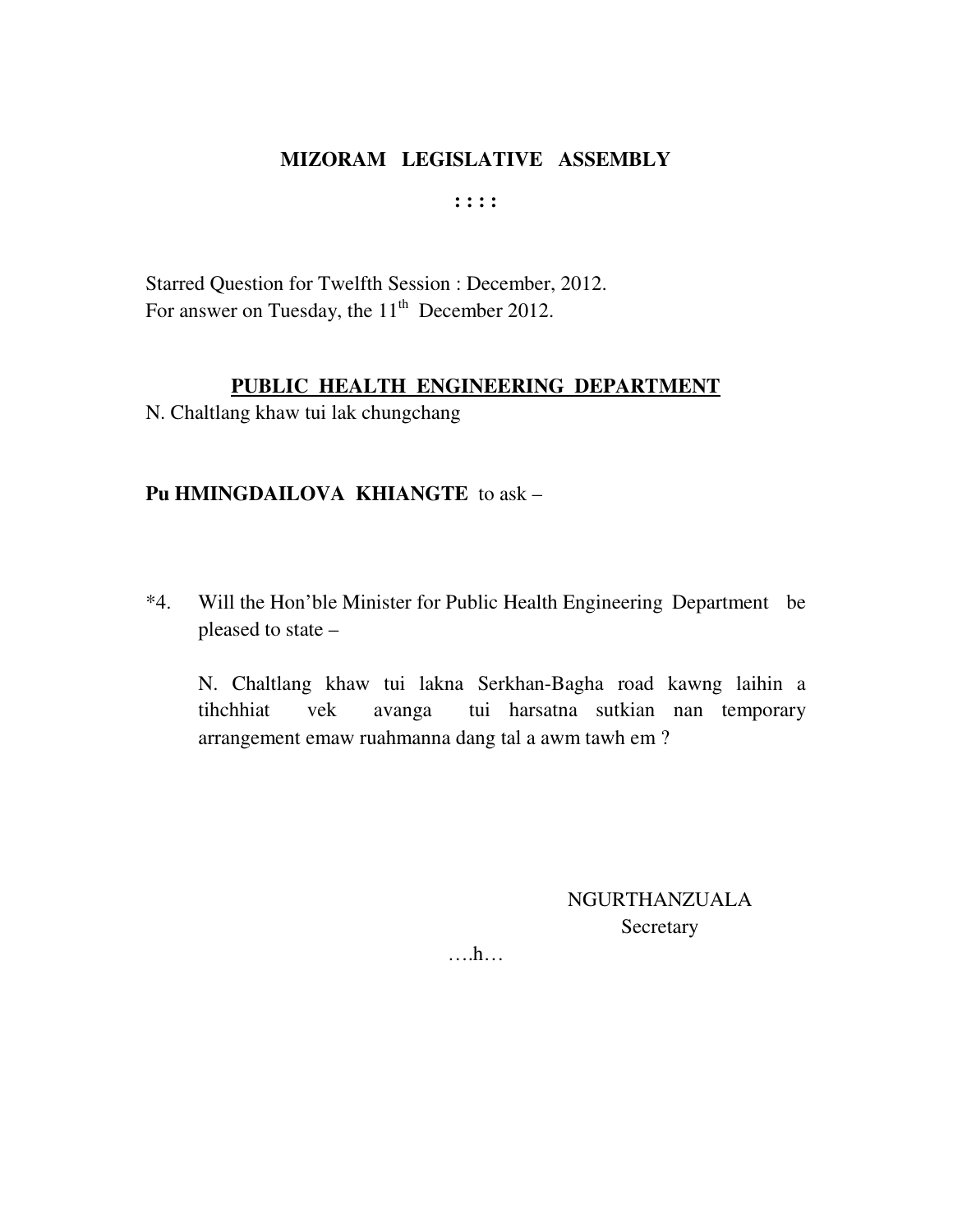# MIZORAM LEGISLATIVE ASSEMBLY

**: : : :**

Starred Question for Twelfth Session : December, 2012.
For answer on Tuesday, the 11th December 2012.

## PUBLIC HEALTH ENGINEERING DEPARTMENT

N. Chaltlang khaw tui lak chungchang

**Pu HMINGDAILOVA KHIANGTE** to ask –

*4. Will the Hon'ble Minister for Public Health Engineering Department be pleased to state –

N. Chaltlang khaw tui lakna Serkhan-Bagha road kawng laihin a tihchhiat vek avanga tui harsatna sutkian nan temporary arrangement emaw ruahmanna dang tal a awm tawh em ?

NGURTHANZUALA
Secretary

….h…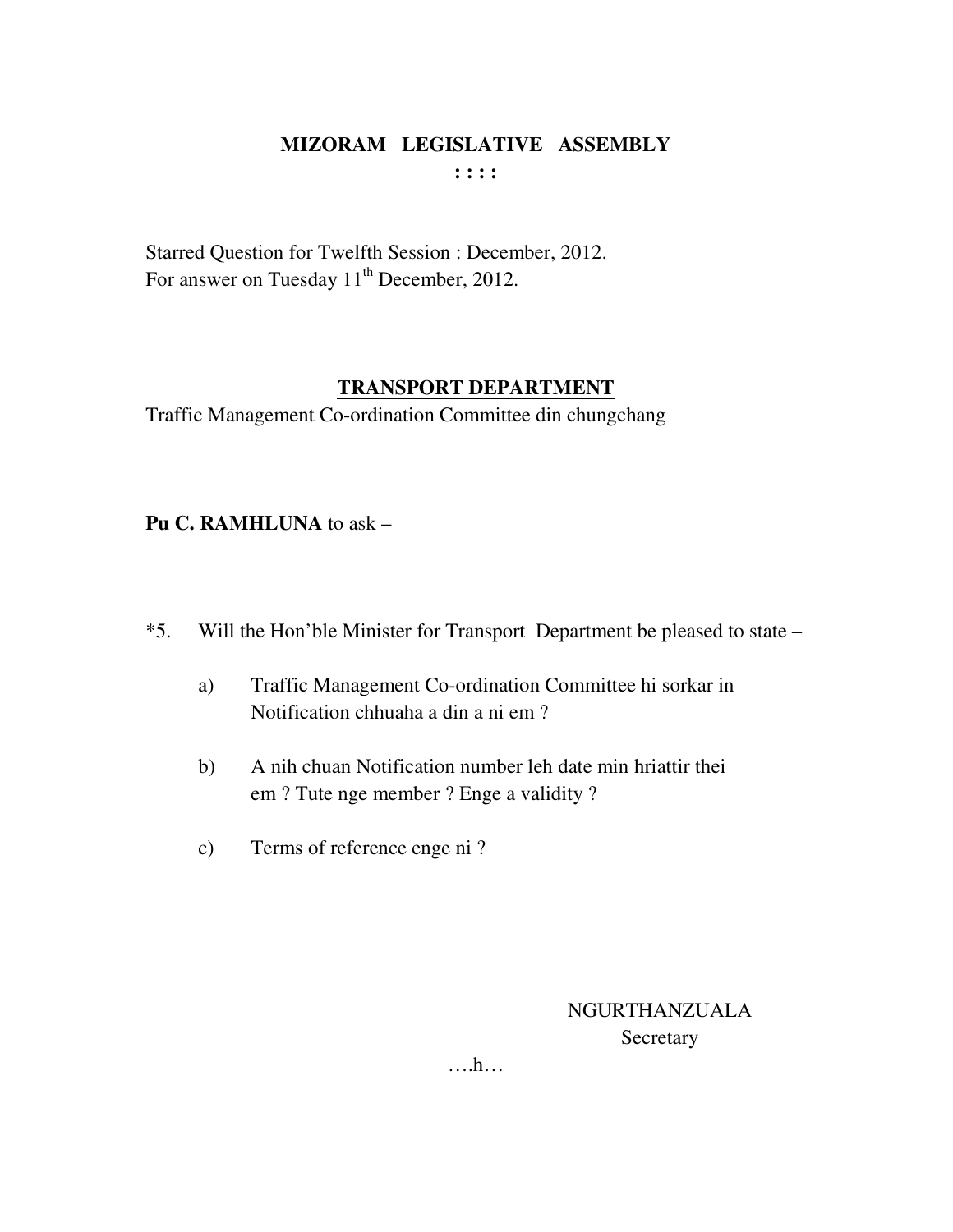**MIZORAM LEGISLATIVE ASSEMBLY**

**: : : :**

Starred Question for Twelfth Session : December, 2012.
For answer on Tuesday 11th December, 2012.

**TRANSPORT DEPARTMENT**

Traffic Management Co-ordination Committee din chungchang

**Pu C. RAMHLUNA** to ask –

*5. Will the Hon'ble Minister for Transport Department be pleased to state –

a) Traffic Management Co-ordination Committee hi sorkar in Notification chhuaha a din a ni em ?

b) A nih chuan Notification number leh date min hriattir thei em ? Tute nge member ? Enge a validity ?

c) Terms of reference enge ni ?

NGURTHANZUALA
Secretary

….h…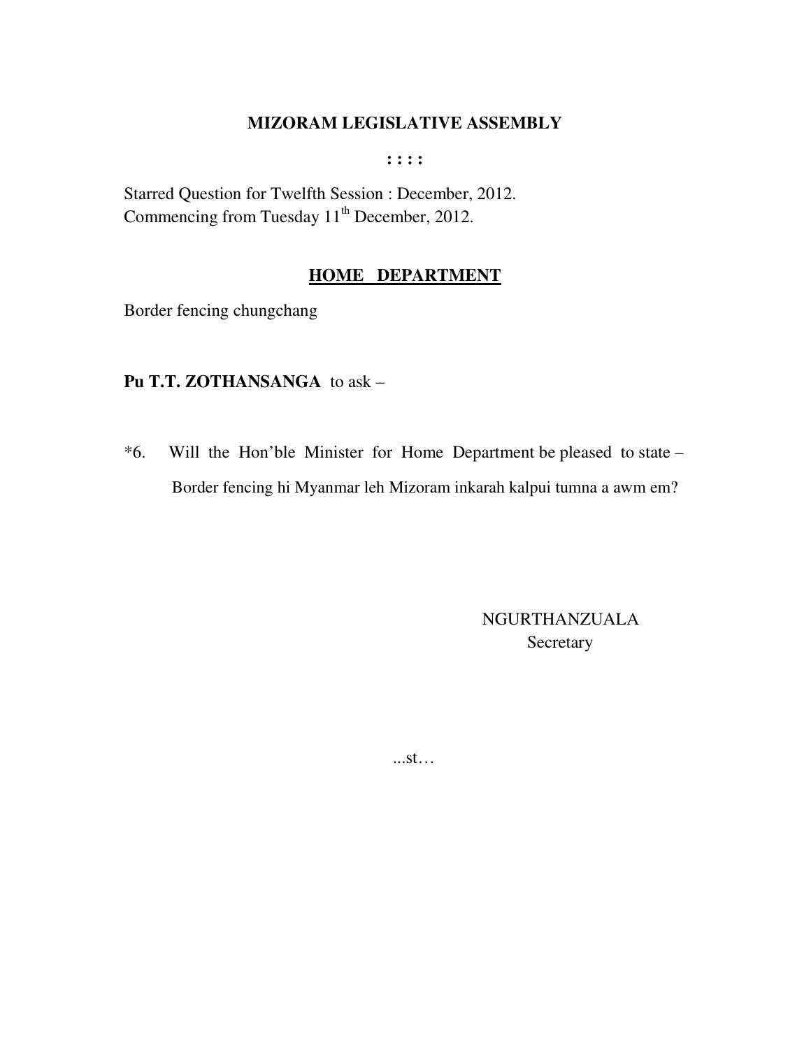# MIZORAM LEGISLATIVE ASSEMBLY

: : : :

Starred Question for Twelfth Session : December, 2012.
Commencing from Tuesday 11th December, 2012.

## <u>HOME DEPARTMENT</u>

Border fencing chungchang

**Pu T.T. ZOTHANSANGA** to ask –

*6. Will the Hon'ble Minister for Home Department be pleased to state –

Border fencing hi Myanmar leh Mizoram inkarah kalpui tumna a awm em?

NGURTHANZUALA
Secretary

...st…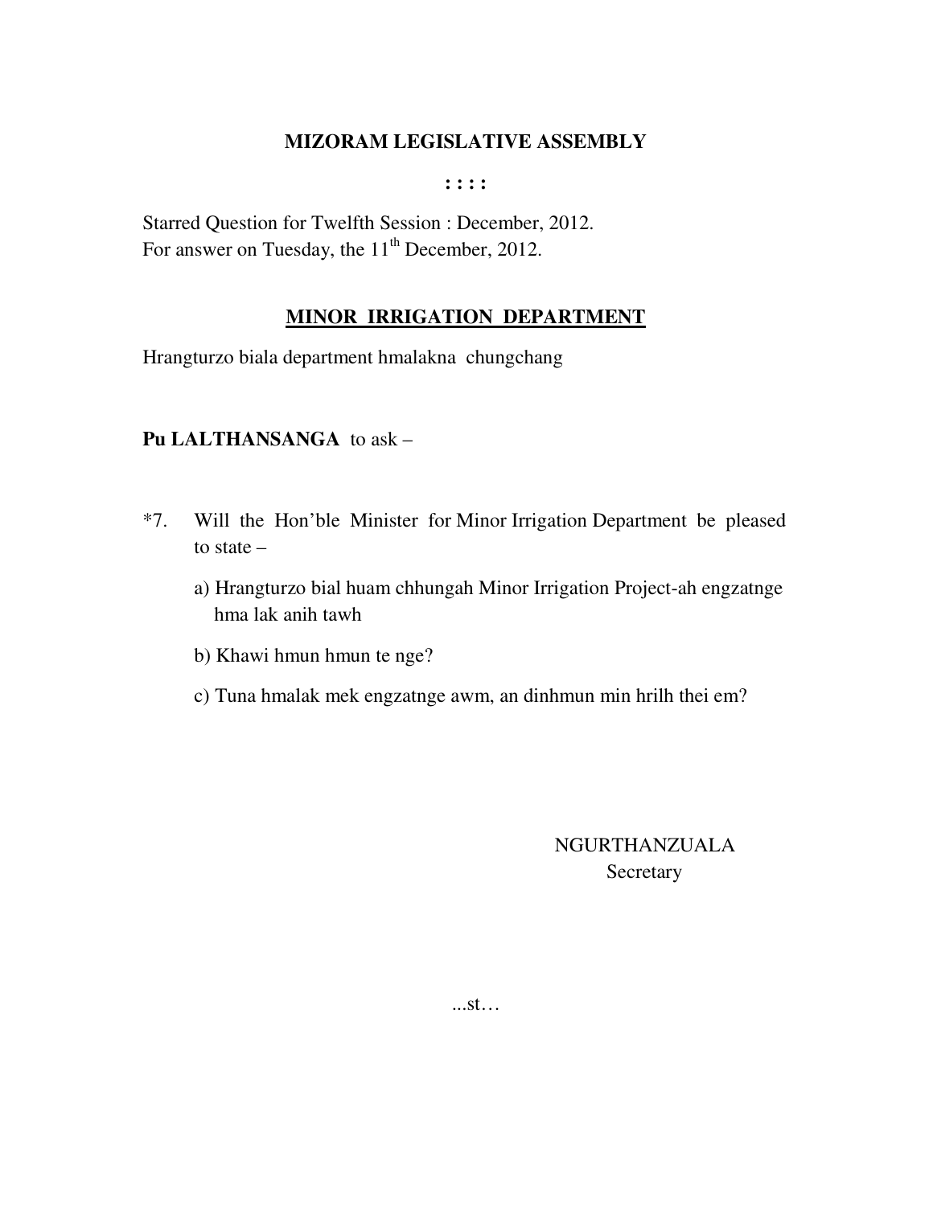# MIZORAM LEGISLATIVE ASSEMBLY

**: : : :**

Starred Question for Twelfth Session : December, 2012.
For answer on Tuesday, the 11th December, 2012.

## MINOR IRRIGATION DEPARTMENT

Hrangturzo biala department hmalakna chungchang

**Pu LALTHANSANGA** to ask –

*7. Will the Hon'ble Minister for Minor Irrigation Department be pleased to state –

a) Hrangturzo bial huam chhungah Minor Irrigation Project-ah engzatnge hma lak anih tawh

b) Khawi hmun hmun te nge?

c) Tuna hmalak mek engzatnge awm, an dinhmun min hrilh thei em?

NGURTHANZUALA
Secretary

...st…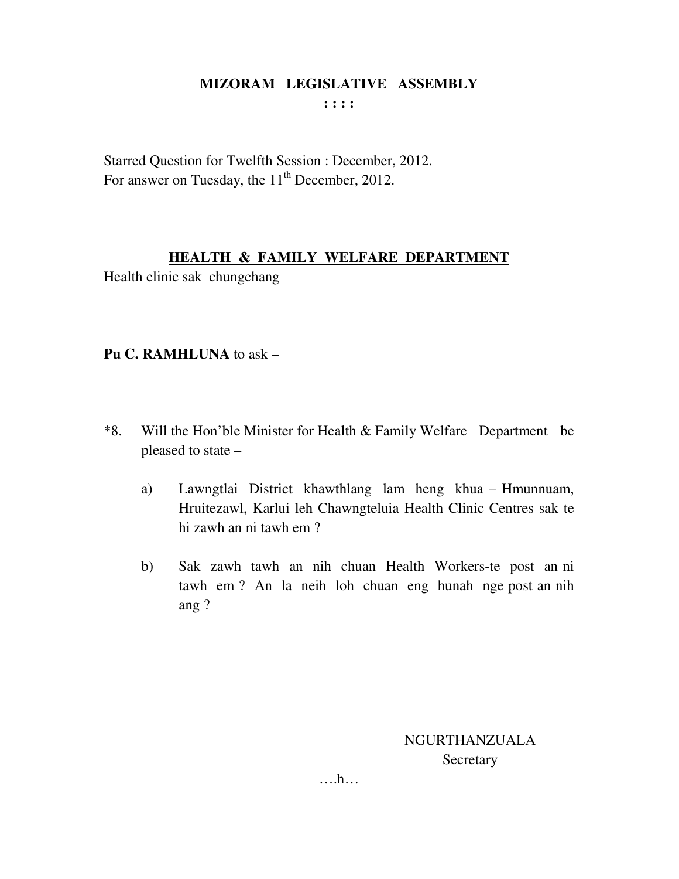# MIZORAM LEGISLATIVE ASSEMBLY

: : : :

Starred Question for Twelfth Session : December, 2012.
For answer on Tuesday, the 11th December, 2012.

## HEALTH & FAMILY WELFARE DEPARTMENT

Health clinic sak chungchang

**Pu C. RAMHLUNA** to ask –

*8. Will the Hon'ble Minister for Health & Family Welfare Department be pleased to state –

a) Lawngtlai District khawthlang lam heng khua – Hmunnuam, Hruitezawl, Karlui leh Chawngteluia Health Clinic Centres sak te hi zawh an ni tawh em ?

b) Sak zawh tawh an nih chuan Health Workers-te post an ni tawh em ? An la neih loh chuan eng hunah nge post an nih ang ?

NGURTHANZUALA
Secretary

….h…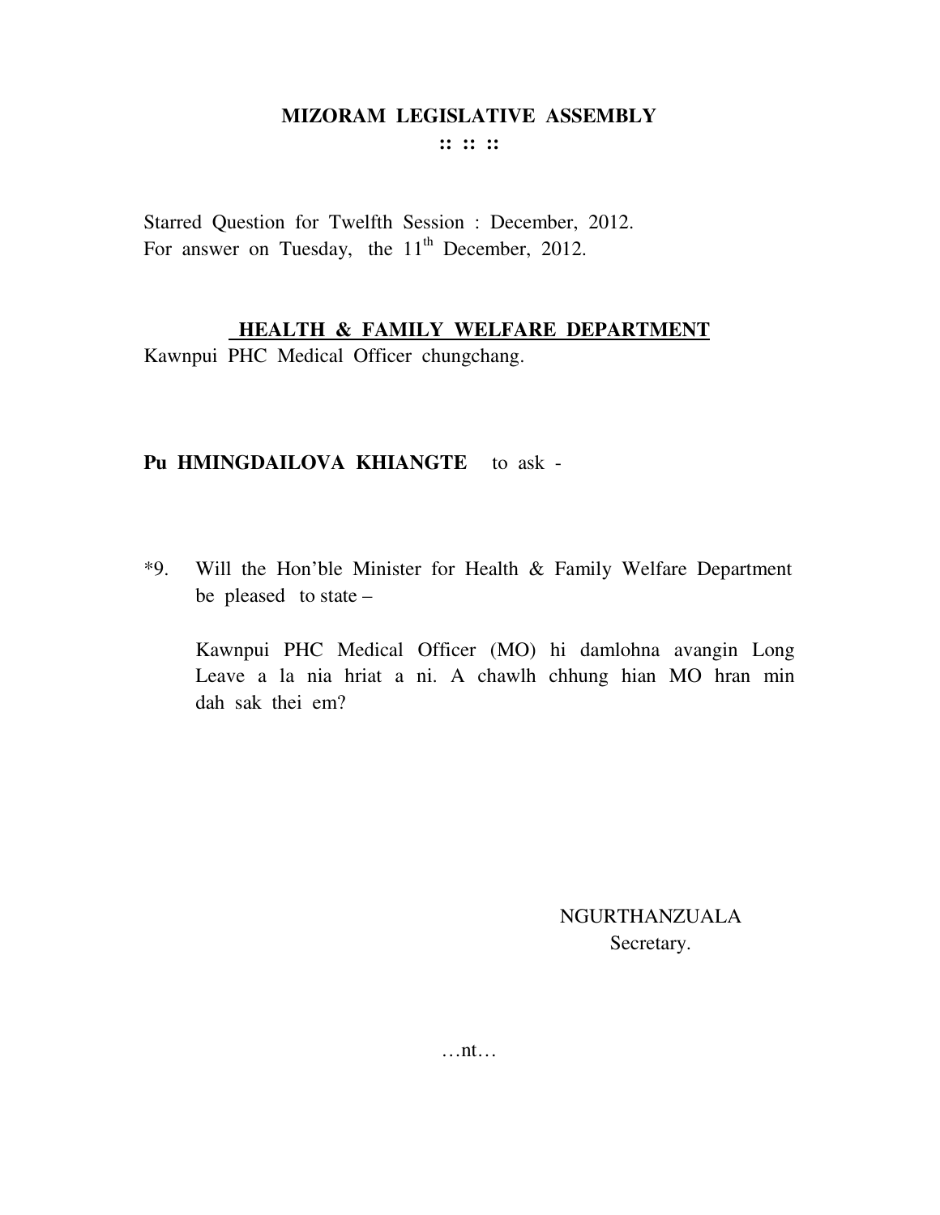# MIZORAM LEGISLATIVE ASSEMBLY

:: :: ::

Starred Question for Twelfth Session : December, 2012.
For answer on Tuesday, the 11th December, 2012.

## HEALTH & FAMILY WELFARE DEPARTMENT

Kawnpui PHC Medical Officer chungchang.

**Pu HMINGDAILOVA KHIANGTE** to ask -

*9. Will the Hon'ble Minister for Health & Family Welfare Department be pleased to state –

Kawnpui PHC Medical Officer (MO) hi damlohna avangin Long Leave a la nia hriat a ni. A chawlh chhung hian MO hran min dah sak thei em?

NGURTHANZUALA
Secretary.

…nt…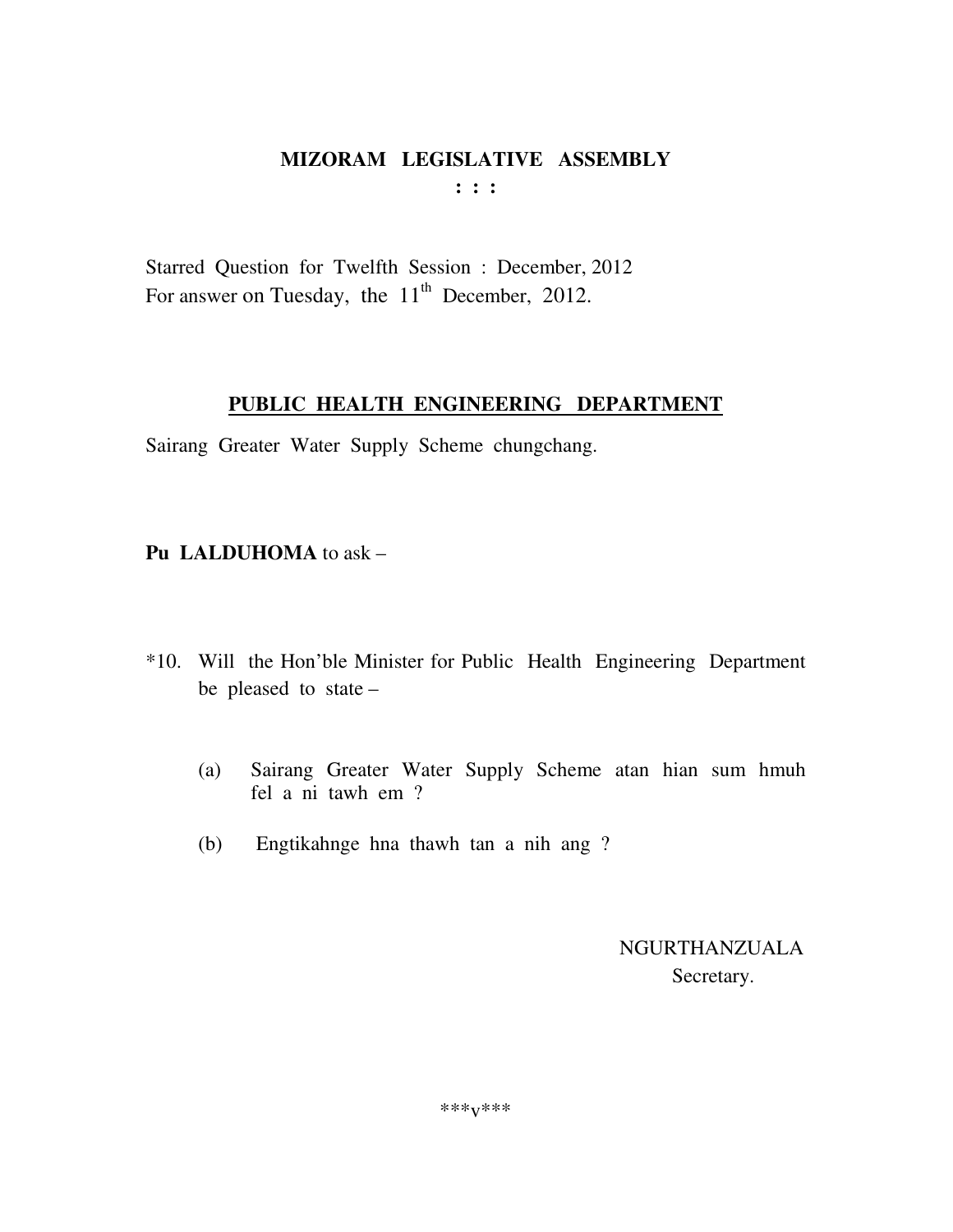**MIZORAM LEGISLATIVE ASSEMBLY**

**: : :**

Starred Question for Twelfth Session : December, 2012
For answer on Tuesday, the 11th December, 2012.

**PUBLIC HEALTH ENGINEERING DEPARTMENT**

Sairang Greater Water Supply Scheme chungchang.

**Pu LALDUHOMA** to ask –

*10. Will the Hon'ble Minister for Public Health Engineering Department be pleased to state –

(a) Sairang Greater Water Supply Scheme atan hian sum hmuh fel a ni tawh em ?

(b) Engtikahnge hna thawh tan a nih ang ?

NGURTHANZUALA
Secretary.

***v***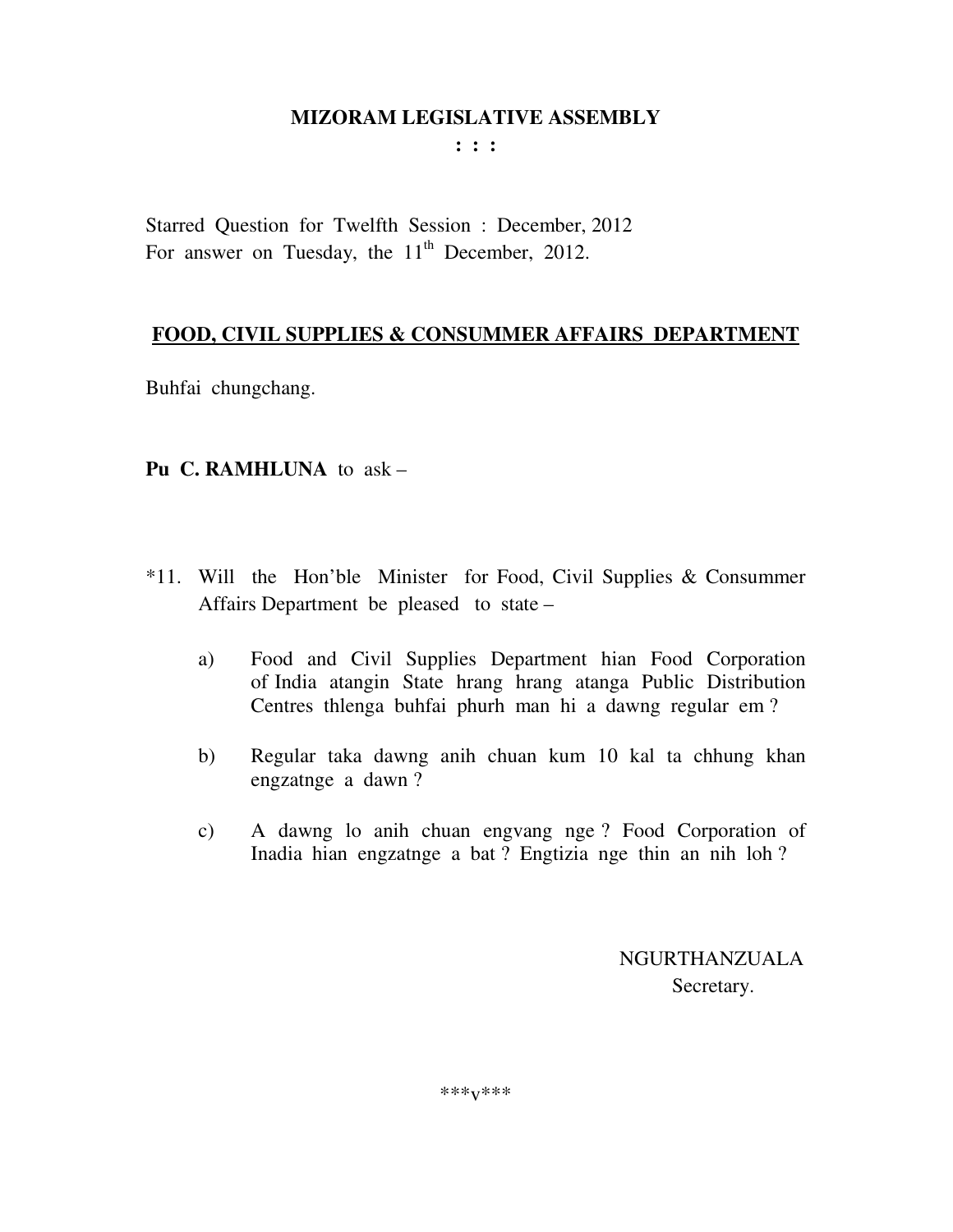**MIZORAM LEGISLATIVE ASSEMBLY**

**: : :**

Starred Question for Twelfth Session : December, 2012
For answer on Tuesday, the 11th December, 2012.

**<u>FOOD, CIVIL SUPPLIES & CONSUMMER AFFAIRS DEPARTMENT</u>**

Buhfai chungchang.

**Pu C. RAMHLUNA** to ask –

*11. Will the Hon'ble Minister for Food, Civil Supplies & Consummer Affairs Department be pleased to state –

a) Food and Civil Supplies Department hian Food Corporation of India atangin State hrang hrang atanga Public Distribution Centres thlenga buhfai phurh man hi a dawng regular em ?

b) Regular taka dawng anih chuan kum 10 kal ta chhung khan engzatnge a dawn ?

c) A dawng lo anih chuan engvang nge ? Food Corporation of Inadia hian engzatnge a bat ? Engtizia nge thin an nih loh ?

NGURTHANZUALA
Secretary.

***v***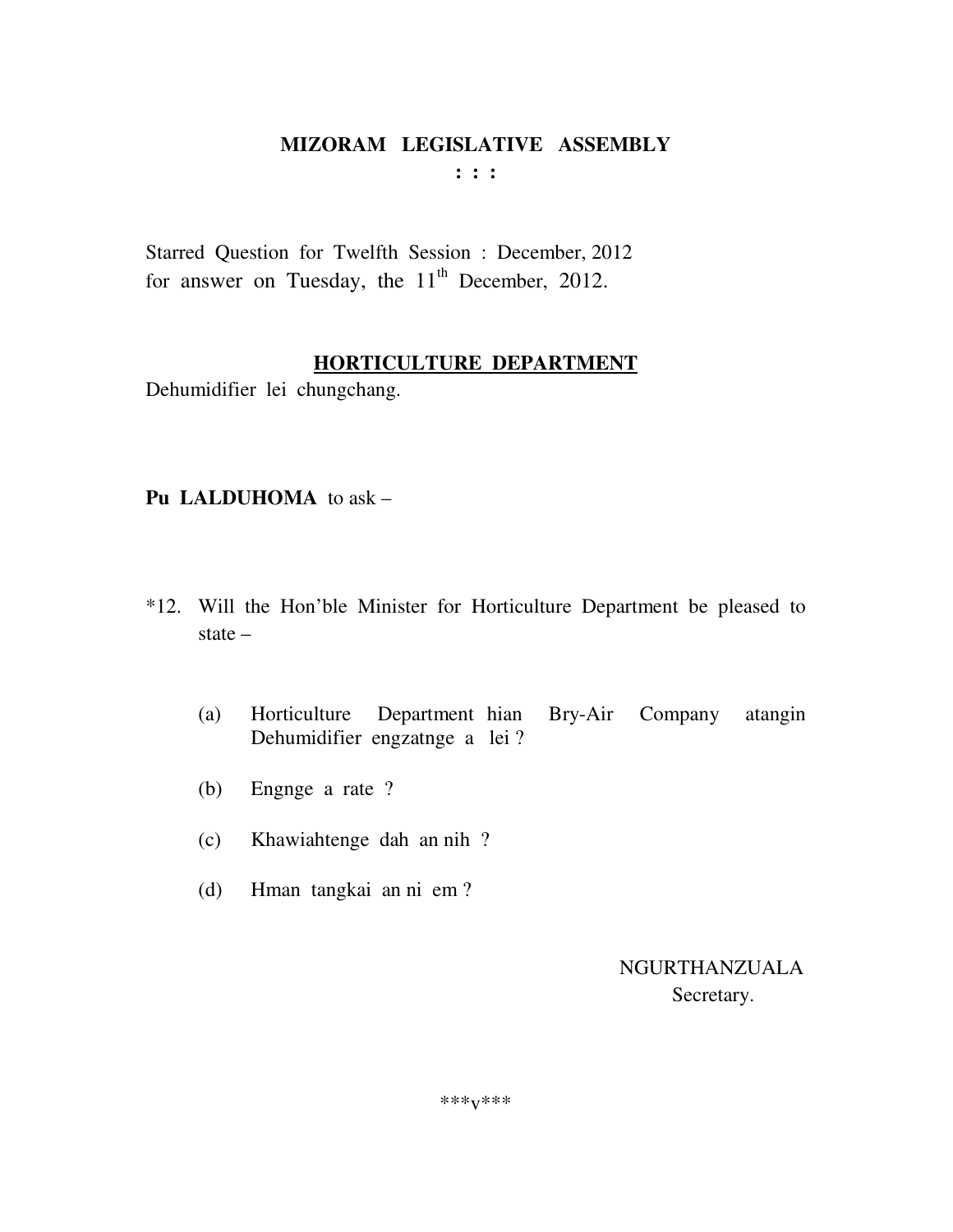# MIZORAM LEGISLATIVE ASSEMBLY

: : :

Starred Question for Twelfth Session : December, 2012
for answer on Tuesday, the 11th December, 2012.

## HORTICULTURE DEPARTMENT

Dehumidifier lei chungchang.

**Pu LALDUHOMA** to ask –

*12. Will the Hon'ble Minister for Horticulture Department be pleased to state –

(a) Horticulture Department hian Bry-Air Company atangin Dehumidifier engzatnge a lei ?

(b) Engnge a rate ?

(c) Khawiahtenge dah an nih ?

(d) Hman tangkai an ni em ?

NGURTHANZUALA
Secretary.

***v***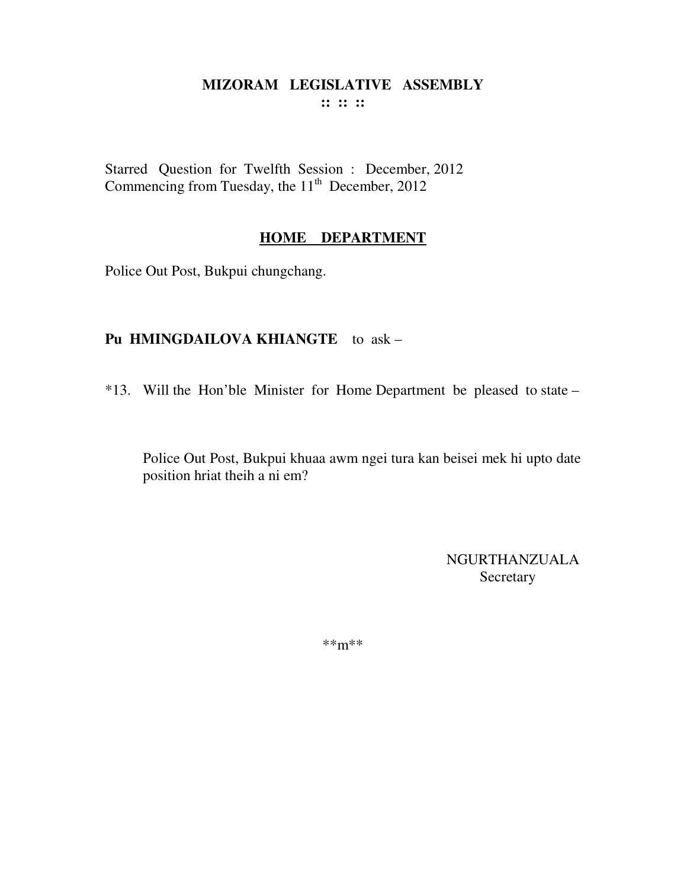# MIZORAM LEGISLATIVE ASSEMBLY

:: :: ::

Starred Question for Twelfth Session : December, 2012
Commencing from Tuesday, the 11th December, 2012

## HOME DEPARTMENT

Police Out Post, Bukpui chungchang.

**Pu HMINGDAILOVA KHIANGTE** to ask –

*13. Will the Hon'ble Minister for Home Department be pleased to state –

Police Out Post, Bukpui khuaa awm ngei tura kan beisei mek hi upto date position hriat theih a ni em?

NGURTHANZUALA
Secretary

**m**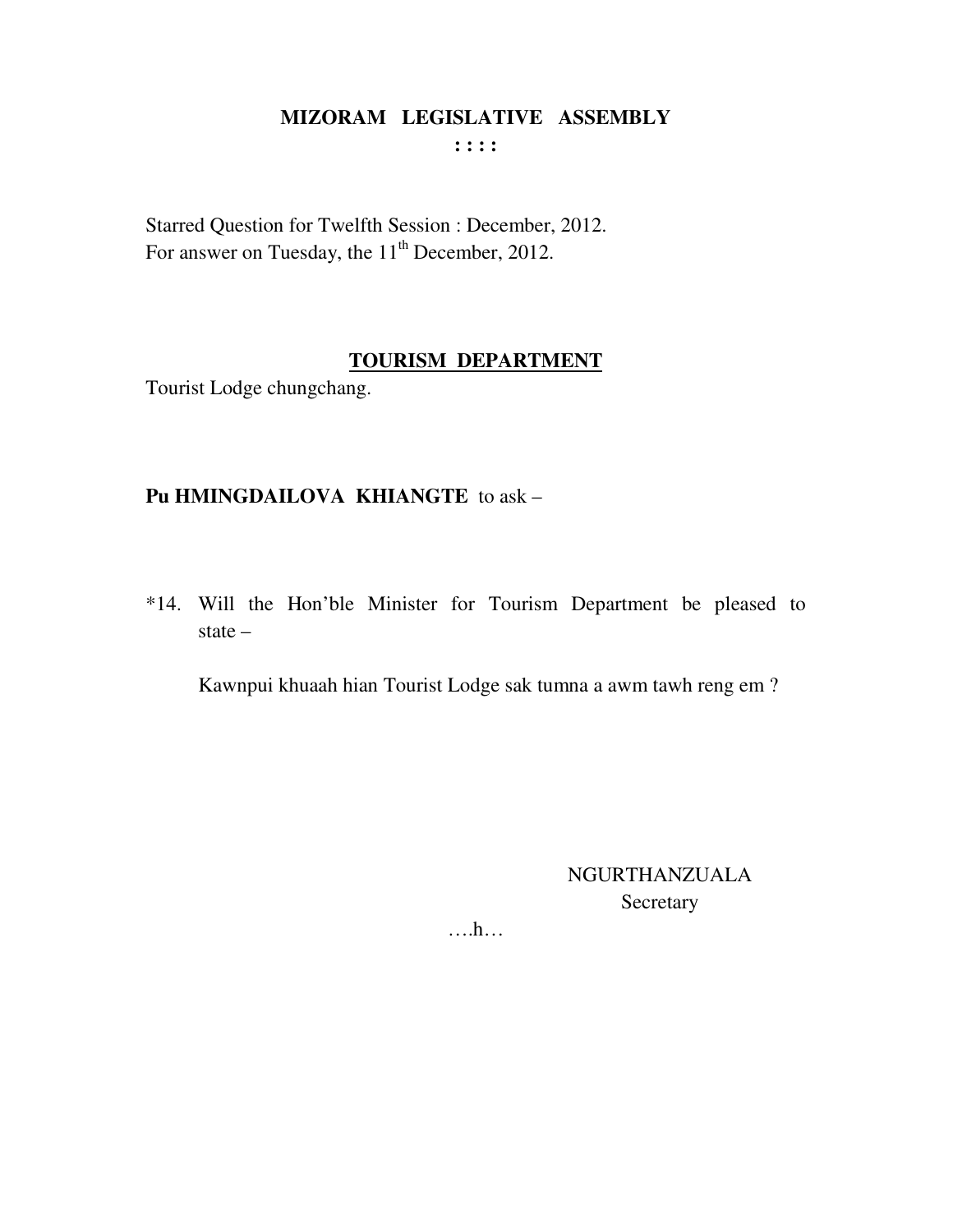# MIZORAM LEGISLATIVE ASSEMBLY

**: : : :**

Starred Question for Twelfth Session : December, 2012.
For answer on Tuesday, the 11th December, 2012.

## TOURISM DEPARTMENT

Tourist Lodge chungchang.

**Pu HMINGDAILOVA KHIANGTE** to ask –

*14. Will the Hon'ble Minister for Tourism Department be pleased to state –

Kawnpui khuaah hian Tourist Lodge sak tumna a awm tawh reng em ?

NGURTHANZUALA
Secretary

….h…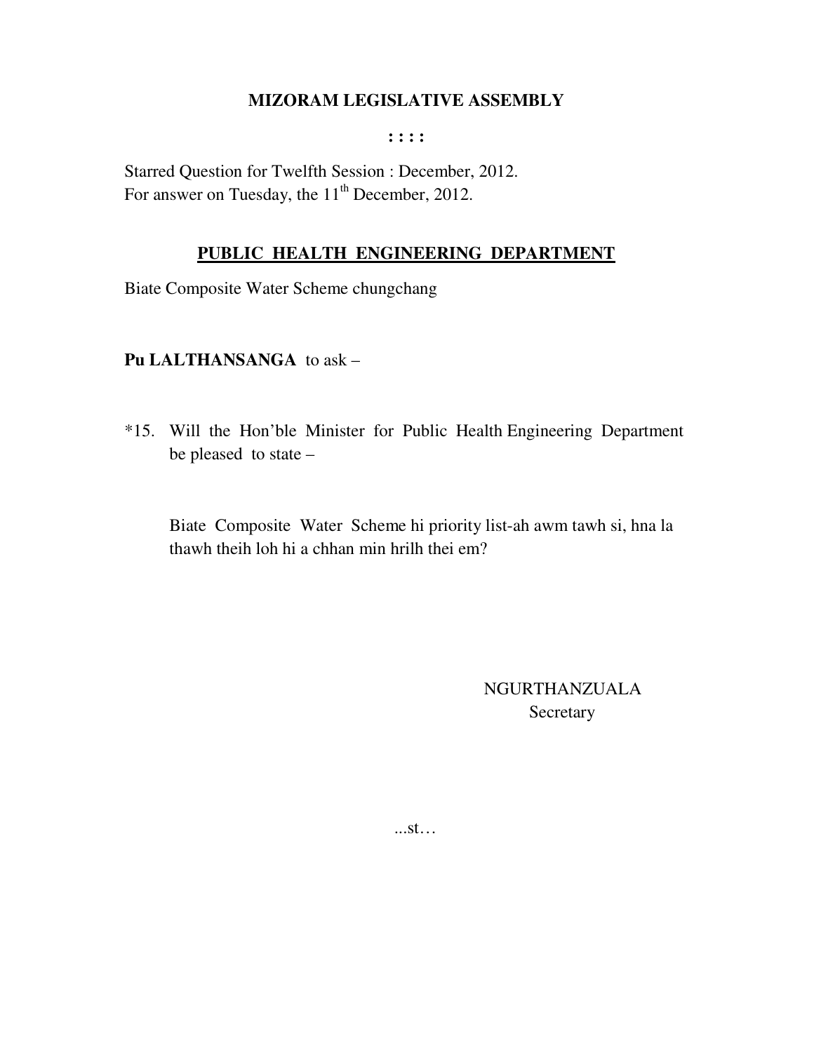# MIZORAM LEGISLATIVE ASSEMBLY

: : : :

Starred Question for Twelfth Session : December, 2012.
For answer on Tuesday, the 11th December, 2012.

## PUBLIC HEALTH ENGINEERING DEPARTMENT

Biate Composite Water Scheme chungchang

**Pu LALTHANSANGA** to ask –

*15. Will the Hon'ble Minister for Public Health Engineering Department be pleased to state –

Biate Composite Water Scheme hi priority list-ah awm tawh si, hna la thawh theih loh hi a chhan min hrilh thei em?

NGURTHANZUALA
Secretary

...st…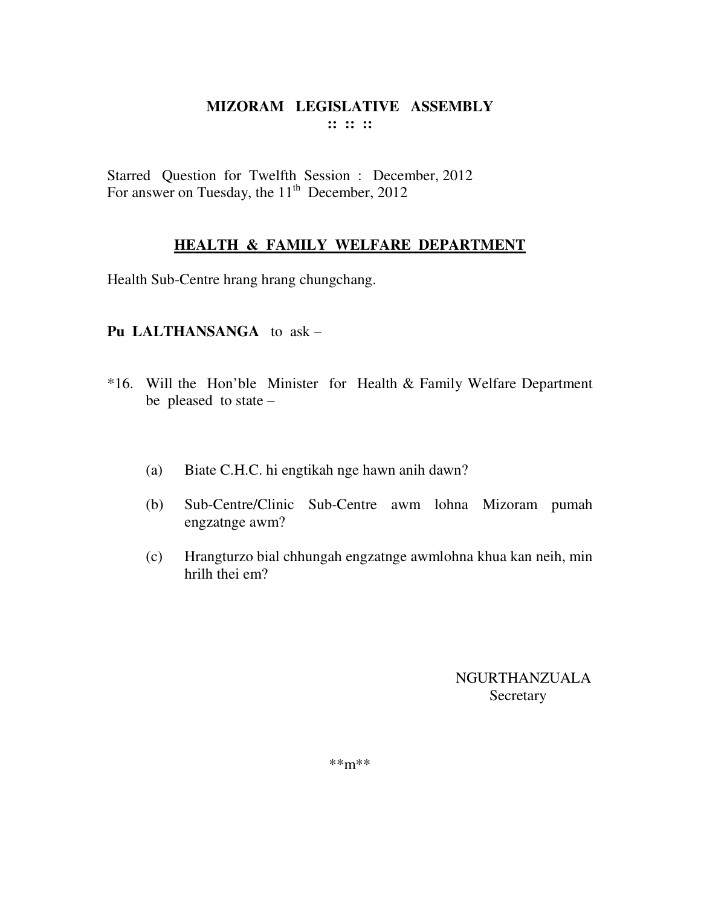# MIZORAM LEGISLATIVE ASSEMBLY

**:: :: ::**

Starred Question for Twelfth Session : December, 2012
For answer on Tuesday, the 11th December, 2012

## HEALTH & FAMILY WELFARE DEPARTMENT

Health Sub-Centre hrang hrang chungchang.

**Pu LALTHANSANGA** to ask –

*16. Will the Hon'ble Minister for Health & Family Welfare Department be pleased to state –

(a) Biate C.H.C. hi engtikah nge hawn anih dawn?

(b) Sub-Centre/Clinic Sub-Centre awm lohna Mizoram pumah engzatnge awm?

(c) Hrangturzo bial chhungah engzatnge awmlohna khua kan neih, min hrilh thei em?

NGURTHANZUALA
Secretary

**m**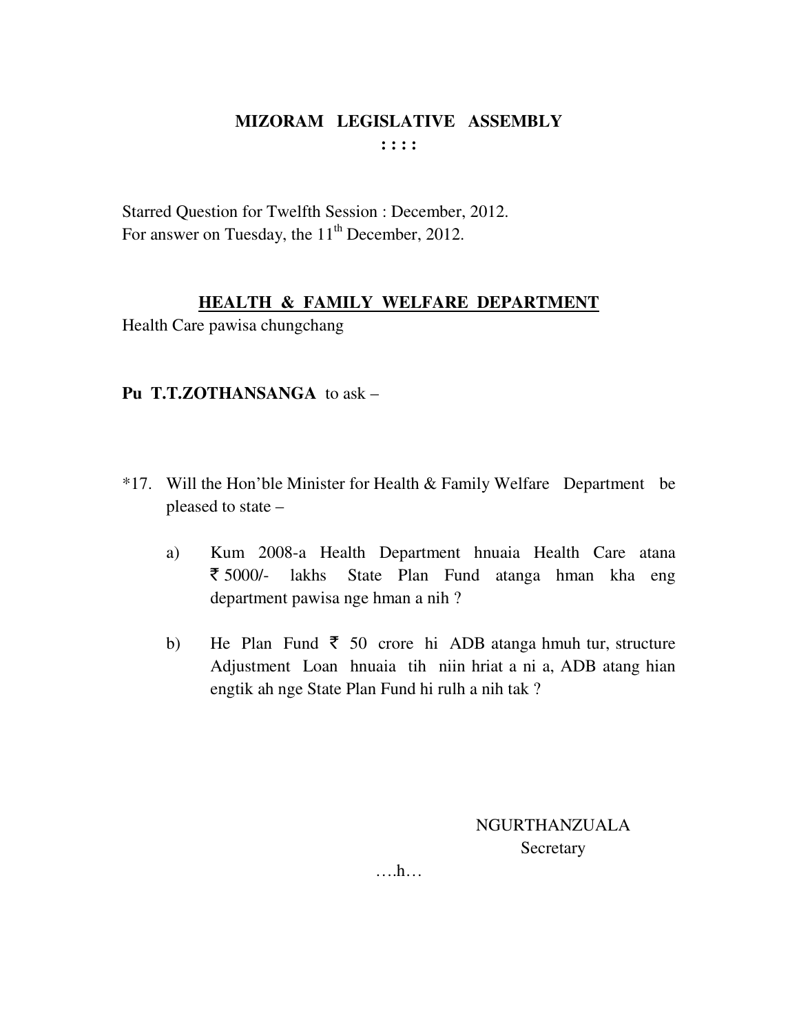# MIZORAM LEGISLATIVE ASSEMBLY

: : : :

Starred Question for Twelfth Session : December, 2012.
For answer on Tuesday, the 11th December, 2012.

## HEALTH & FAMILY WELFARE DEPARTMENT

Health Care pawisa chungchang

**Pu T.T.ZOTHANSANGA** to ask –

*17. Will the Hon'ble Minister for Health & Family Welfare Department be pleased to state –

a) Kum 2008-a Health Department hnuaia Health Care atana ₹ 5000/- lakhs State Plan Fund atanga hman kha eng department pawisa nge hman a nih ?

b) He Plan Fund ₹ 50 crore hi ADB atanga hmuh tur, structure Adjustment Loan hnuaia tih niin hriat a ni a, ADB atang hian engtik ah nge State Plan Fund hi rulh a nih tak ?

NGURTHANZUALA
Secretary

….h…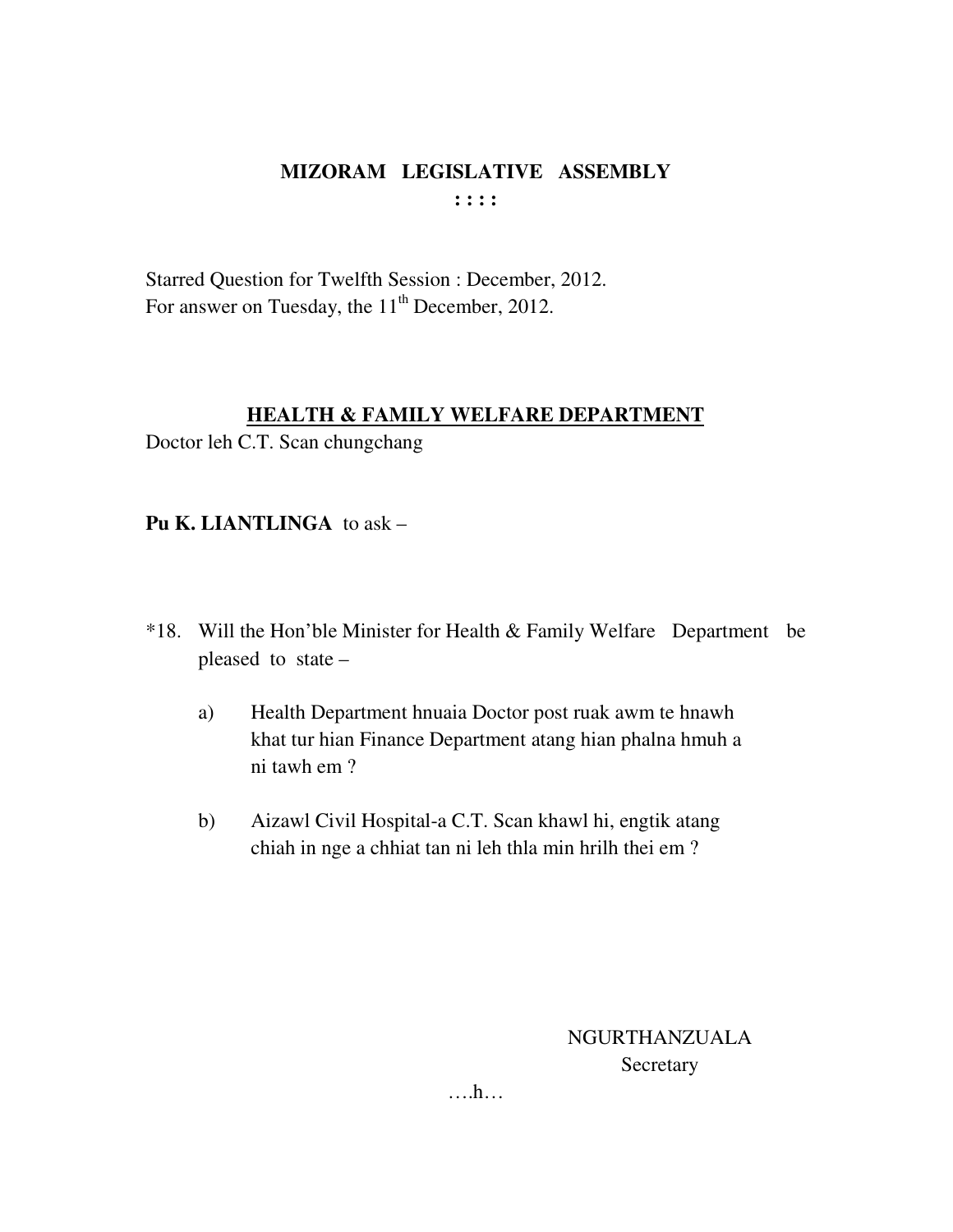# MIZORAM LEGISLATIVE ASSEMBLY

: : : :

Starred Question for Twelfth Session : December, 2012.
For answer on Tuesday, the 11th December, 2012.

## HEALTH & FAMILY WELFARE DEPARTMENT

Doctor leh C.T. Scan chungchang

**Pu K. LIANTLINGA** to ask –

*18. Will the Hon'ble Minister for Health & Family Welfare Department be pleased to state –

a) Health Department hnuaia Doctor post ruak awm te hnawh khat tur hian Finance Department atang hian phalna hmuh a ni tawh em ?

b) Aizawl Civil Hospital-a C.T. Scan khawl hi, engtik atang chiah in nge a chhiat tan ni leh thla min hrilh thei em ?

NGURTHANZUALA
Secretary

….h…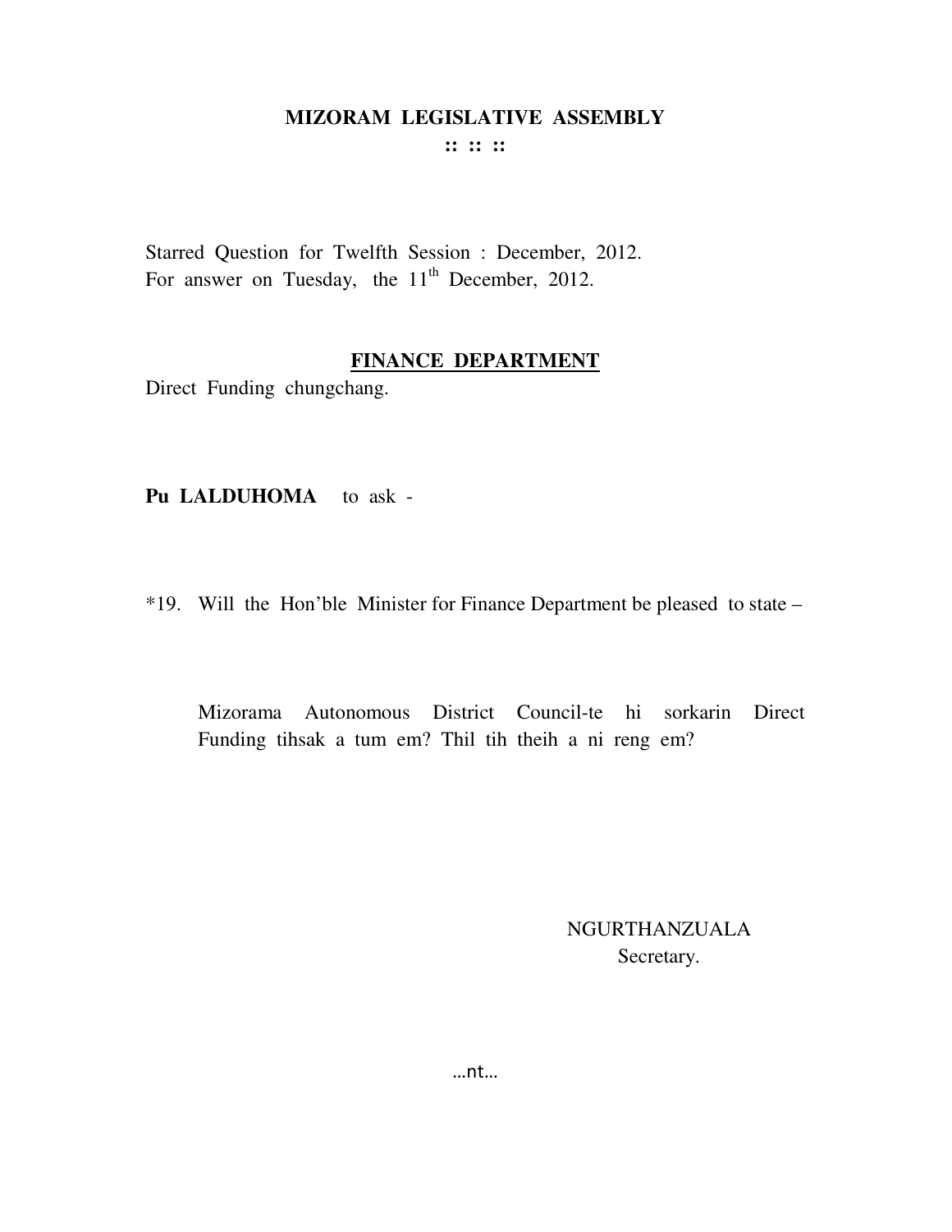# MIZORAM LEGISLATIVE ASSEMBLY

:: :: ::

Starred Question for Twelfth Session : December, 2012.
For answer on Tuesday, the 11th December, 2012.

## FINANCE DEPARTMENT

Direct Funding chungchang.

**Pu LALDUHOMA** to ask -

*19. Will the Hon'ble Minister for Finance Department be pleased to state –

Mizorama Autonomous District Council-te hi sorkarin Direct Funding tihsak a tum em? Thil tih theih a ni reng em?

NGURTHANZUALA
Secretary.

…nt…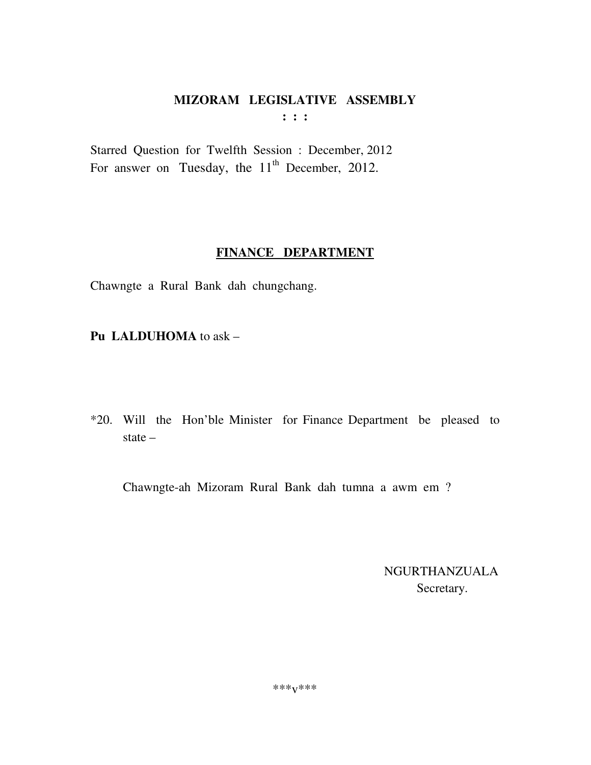**MIZORAM LEGISLATIVE ASSEMBLY**

**: : :**

Starred Question for Twelfth Session : December, 2012
For answer on Tuesday, the 11th December, 2012.

**FINANCE DEPARTMENT**

Chawngte a Rural Bank dah chungchang.

**Pu LALDUHOMA** to ask –

*20. Will the Hon'ble Minister for Finance Department be pleased to state –

Chawngte-ah Mizoram Rural Bank dah tumna a awm em ?

NGURTHANZUALA
Secretary.

***v***